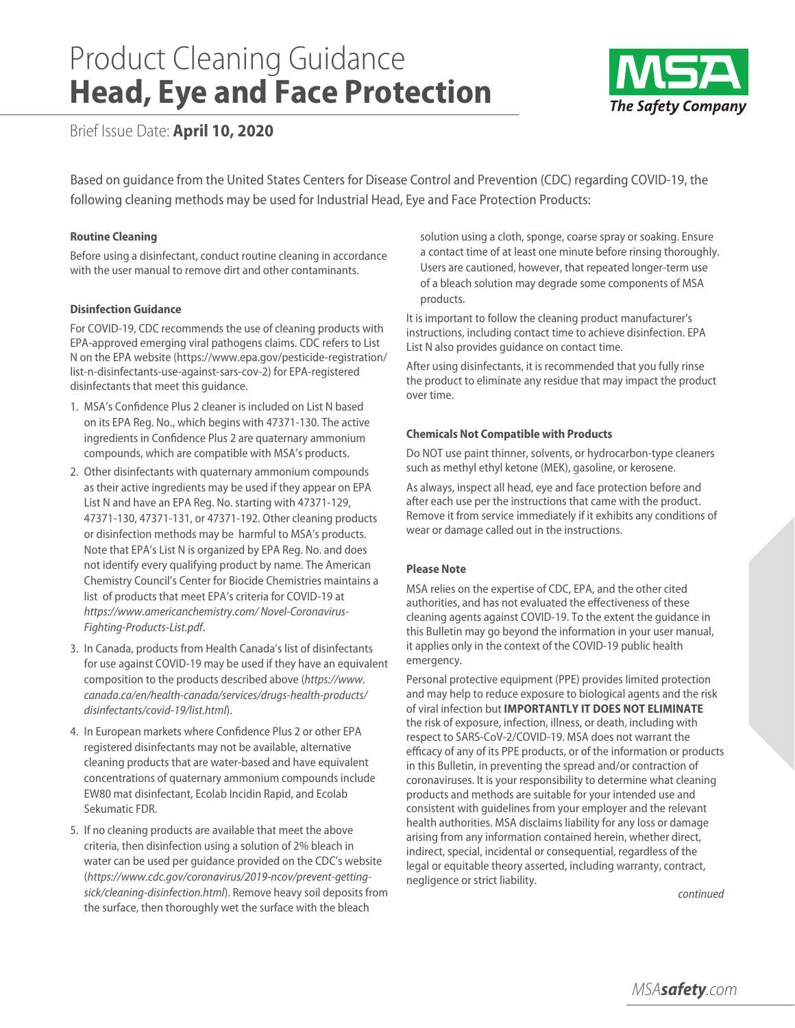# Product Cleaning Guidance
# **Head, Eye and Face Protection**

Brief Issue Date: **April 10, 2020**

Based on guidance from the United States Centers for Disease Control and Prevention (CDC) regarding COVID-19, the following cleaning methods may be used for Industrial Head, Eye and Face Protection Products:

### Routine Cleaning

Before using a disinfectant, conduct routine cleaning in accordance with the user manual to remove dirt and other contaminants.

### Disinfection Guidance

For COVID-19, CDC recommends the use of cleaning products with EPA-approved emerging viral pathogens claims. CDC refers to List N on the EPA website (https://www.epa.gov/pesticide-registration/list-n-disinfectants-use-against-sars-cov-2) for EPA-registered disinfectants that meet this guidance.

1. MSA's Confidence Plus 2 cleaner is included on List N based on its EPA Reg. No., which begins with 47371-130. The active ingredients in Confidence Plus 2 are quaternary ammonium compounds, which are compatible with MSA's products.
2. Other disinfectants with quaternary ammonium compounds as their active ingredients may be used if they appear on EPA List N and have an EPA Reg. No. starting with 47371-129, 47371-130, 47371-131, or 47371-192. Other cleaning products or disinfection methods may be harmful to MSA's products. Note that EPA's List N is organized by EPA Reg. No. and does not identify every qualifying product by name. The American Chemistry Council's Center for Biocide Chemistries maintains a list of products that meet EPA's criteria for COVID-19 at *https://www.americanchemistry.com/ Novel-Coronavirus-Fighting-Products-List.pdf*.
3. In Canada, products from Health Canada's list of disinfectants for use against COVID-19 may be used if they have an equivalent composition to the products described above (*https://www.canada.ca/en/health-canada/services/drugs-health-products/disinfectants/covid-19/list.html*).
4. In European markets where Confidence Plus 2 or other EPA registered disinfectants may not be available, alternative cleaning products that are water-based and have equivalent concentrations of quaternary ammonium compounds include EW80 mat disinfectant, Ecolab Incidin Rapid, and Ecolab Sekumatic FDR.
5. If no cleaning products are available that meet the above criteria, then disinfection using a solution of 2% bleach in water can be used per guidance provided on the CDC's website (*https://www.cdc.gov/coronavirus/2019-ncov/prevent-getting-sick/cleaning-disinfection.html*). Remove heavy soil deposits from the surface, then thoroughly wet the surface with the bleach solution using a cloth, sponge, coarse spray or soaking. Ensure a contact time of at least one minute before rinsing thoroughly. Users are cautioned, however, that repeated longer-term use of a bleach solution may degrade some components of MSA products.

It is important to follow the cleaning product manufacturer's instructions, including contact time to achieve disinfection. EPA List N also provides guidance on contact time.

After using disinfectants, it is recommended that you fully rinse the product to eliminate any residue that may impact the product over time.

### Chemicals Not Compatible with Products

Do NOT use paint thinner, solvents, or hydrocarbon-type cleaners such as methyl ethyl ketone (MEK), gasoline, or kerosene.

As always, inspect all head, eye and face protection before and after each use per the instructions that came with the product. Remove it from service immediately if it exhibits any conditions of wear or damage called out in the instructions.

### Please Note

MSA relies on the expertise of CDC, EPA, and the other cited authorities, and has not evaluated the effectiveness of these cleaning agents against COVID-19. To the extent the guidance in this Bulletin may go beyond the information in your user manual, it applies only in the context of the COVID-19 public health emergency.

Personal protective equipment (PPE) provides limited protection and may help to reduce exposure to biological agents and the risk of viral infection but **IMPORTANTLY IT DOES NOT ELIMINATE** the risk of exposure, infection, illness, or death, including with respect to SARS-CoV-2/COVID-19. MSA does not warrant the efficacy of any of its PPE products, or of the information or products in this Bulletin, in preventing the spread and/or contraction of coronaviruses. It is your responsibility to determine what cleaning products and methods are suitable for your intended use and consistent with guidelines from your employer and the relevant health authorities. MSA disclaims liability for any loss or damage arising from any information contained herein, whether direct, indirect, special, incidental or consequential, regardless of the legal or equitable theory asserted, including warranty, contract, negligence or strict liability.

*continued*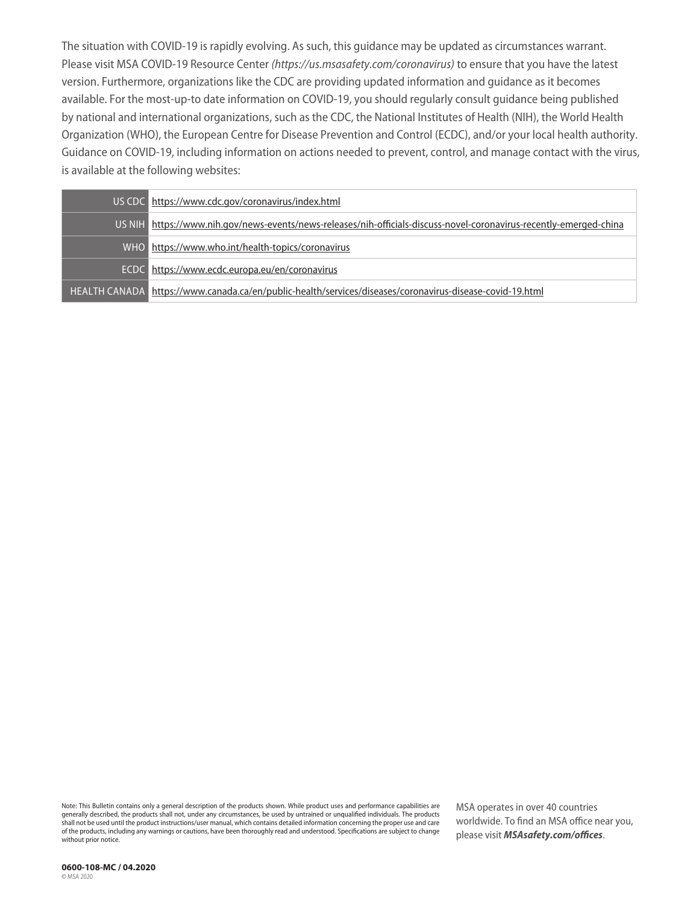The situation with COVID-19 is rapidly evolving. As such, this guidance may be updated as circumstances warrant. Please visit MSA COVID-19 Resource Center *(https://us.msasafety.com/coronavirus)* to ensure that you have the latest version. Furthermore, organizations like the CDC are providing updated information and guidance as it becomes available. For the most-up-to date information on COVID-19, you should regularly consult guidance being published by national and international organizations, such as the CDC, the National Institutes of Health (NIH), the World Health Organization (WHO), the European Centre for Disease Prevention and Control (ECDC), and/or your local health authority. Guidance on COVID-19, including information on actions needed to prevent, control, and manage contact with the virus, is available at the following websites:

| | |
|---|---|
| US CDC | https://www.cdc.gov/coronavirus/index.html |
| US NIH | https://www.nih.gov/news-events/news-releases/nih-officials-discuss-novel-coronavirus-recently-emerged-china |
| WHO | https://www.who.int/health-topics/coronavirus |
| ECDC | https://www.ecdc.europa.eu/en/coronavirus |
| HEALTH CANADA | https://www.canada.ca/en/public-health/services/diseases/coronavirus-disease-covid-19.html |

Note: This Bulletin contains only a general description of the products shown. While product uses and performance capabilities are generally described, the products shall not, under any circumstances, be used by untrained or unqualified individuals. The products shall not be used until the product instructions/user manual, which contains detailed information concerning the proper use and care of the products, including any warnings or cautions, have been thoroughly read and understood. Specifications are subject to change without prior notice.

MSA operates in over 40 countries worldwide. To find an MSA office near you, please visit ***MSAsafety.com/offices***.

**0600-108-MC / 04.2020**

© MSA 2020